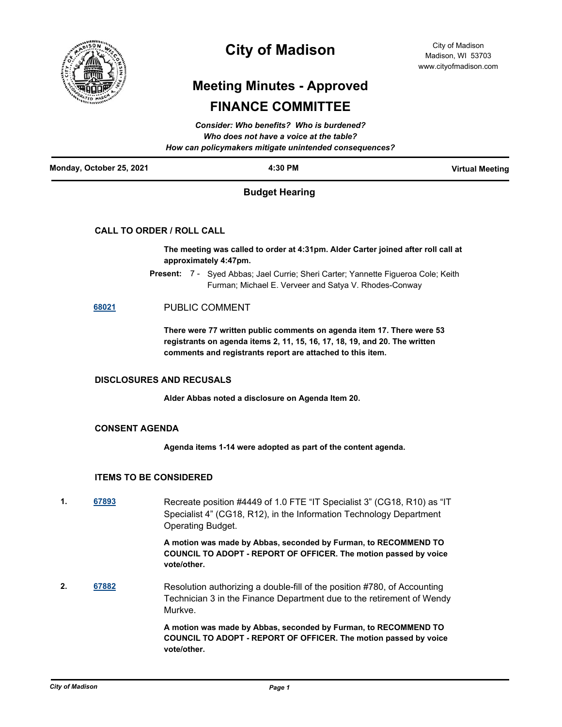# City of Madison

City of Madison
Madison, WI 53703
www.cityofmadison.com

# Meeting Minutes - Approved

# FINANCE COMMITTEE

***Consider: Who benefits? Who is burdened?***
***Who does not have a voice at the table?***
***How can policymakers mitigate unintended consequences?***

**Monday, October 25, 2021** | **4:30 PM** | **Virtual Meeting**

## Budget Hearing

### CALL TO ORDER / ROLL CALL

**The meeting was called to order at 4:31pm. Alder Carter joined after roll call at approximately 4:47pm.**

**Present:** 7 - Syed Abbas; Jael Currie; Sheri Carter; Yannette Figueroa Cole; Keith Furman; Michael E. Verveer and Satya V. Rhodes-Conway

**68021** PUBLIC COMMENT

**There were 77 written public comments on agenda item 17. There were 53 registrants on agenda items 2, 11, 15, 16, 17, 18, 19, and 20. The written comments and registrants report are attached to this item.**

### DISCLOSURES AND RECUSALS

**Alder Abbas noted a disclosure on Agenda Item 20.**

### CONSENT AGENDA

**Agenda items 1-14 were adopted as part of the content agenda.**

### ITEMS TO BE CONSIDERED

**1. 67893** Recreate position #4449 of 1.0 FTE "IT Specialist 3" (CG18, R10) as "IT Specialist 4" (CG18, R12), in the Information Technology Department Operating Budget.

**A motion was made by Abbas, seconded by Furman, to RECOMMEND TO COUNCIL TO ADOPT - REPORT OF OFFICER. The motion passed by voice vote/other.**

**2. 67882** Resolution authorizing a double-fill of the position #780, of Accounting Technician 3 in the Finance Department due to the retirement of Wendy Murkve.

**A motion was made by Abbas, seconded by Furman, to RECOMMEND TO COUNCIL TO ADOPT - REPORT OF OFFICER. The motion passed by voice vote/other.**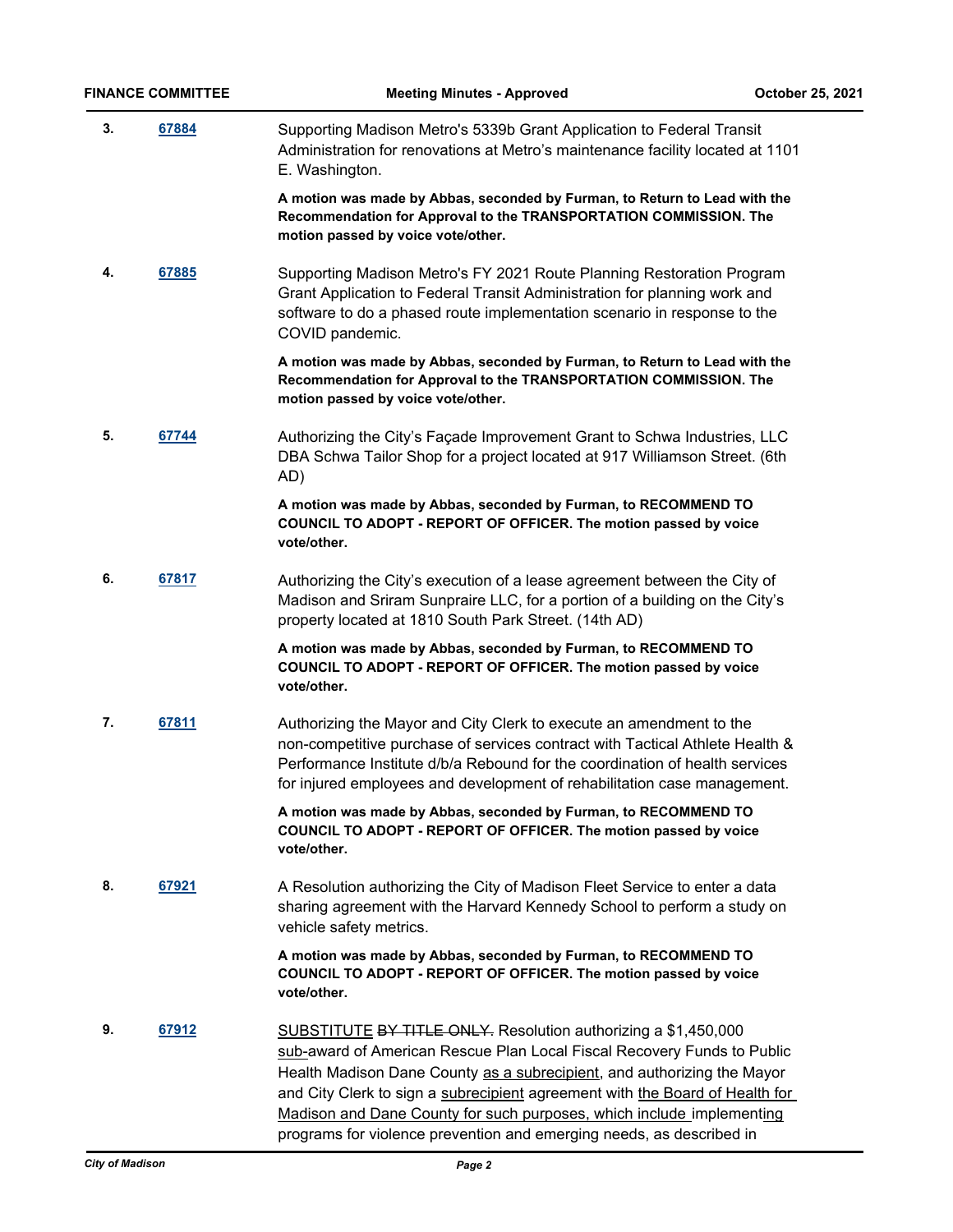3. **[67884](67884)**

Supporting Madison Metro's 5339b Grant Application to Federal Transit Administration for renovations at Metro's maintenance facility located at 1101 E. Washington.

**A motion was made by Abbas, seconded by Furman, to Return to Lead with the Recommendation for Approval to the TRANSPORTATION COMMISSION. The motion passed by voice vote/other.**

4. **[67885](67885)**

Supporting Madison Metro's FY 2021 Route Planning Restoration Program Grant Application to Federal Transit Administration for planning work and software to do a phased route implementation scenario in response to the COVID pandemic.

**A motion was made by Abbas, seconded by Furman, to Return to Lead with the Recommendation for Approval to the TRANSPORTATION COMMISSION. The motion passed by voice vote/other.**

5. **[67744](67744)**

Authorizing the City's Façade Improvement Grant to Schwa Industries, LLC DBA Schwa Tailor Shop for a project located at 917 Williamson Street. (6th AD)

**A motion was made by Abbas, seconded by Furman, to RECOMMEND TO COUNCIL TO ADOPT - REPORT OF OFFICER. The motion passed by voice vote/other.**

6. **[67817](67817)**

Authorizing the City's execution of a lease agreement between the City of Madison and Sriram Sunpraire LLC, for a portion of a building on the City's property located at 1810 South Park Street. (14th AD)

**A motion was made by Abbas, seconded by Furman, to RECOMMEND TO COUNCIL TO ADOPT - REPORT OF OFFICER. The motion passed by voice vote/other.**

7. **[67811](67811)**

Authorizing the Mayor and City Clerk to execute an amendment to the non-competitive purchase of services contract with Tactical Athlete Health & Performance Institute d/b/a Rebound for the coordination of health services for injured employees and development of rehabilitation case management.

**A motion was made by Abbas, seconded by Furman, to RECOMMEND TO COUNCIL TO ADOPT - REPORT OF OFFICER. The motion passed by voice vote/other.**

8. **[67921](67921)**

A Resolution authorizing the City of Madison Fleet Service to enter a data sharing agreement with the Harvard Kennedy School to perform a study on vehicle safety metrics.

**A motion was made by Abbas, seconded by Furman, to RECOMMEND TO COUNCIL TO ADOPT - REPORT OF OFFICER. The motion passed by voice vote/other.**

9. **[67912](67912)**

<u>SUBSTITUTE</u> ~~BY TITLE ONLY.~~ Resolution authorizing a $1,450,000 <u>sub-</u>award of American Rescue Plan Local Fiscal Recovery Funds to Public Health Madison Dane County <u>as a subrecipient</u>, and authorizing the Mayor and City Clerk to sign a <u>subrecipient</u> agreement with <u>the Board of Health for Madison and Dane County for such purposes, which include</u> implement<u>ing</u> programs for violence prevention and emerging needs, as described in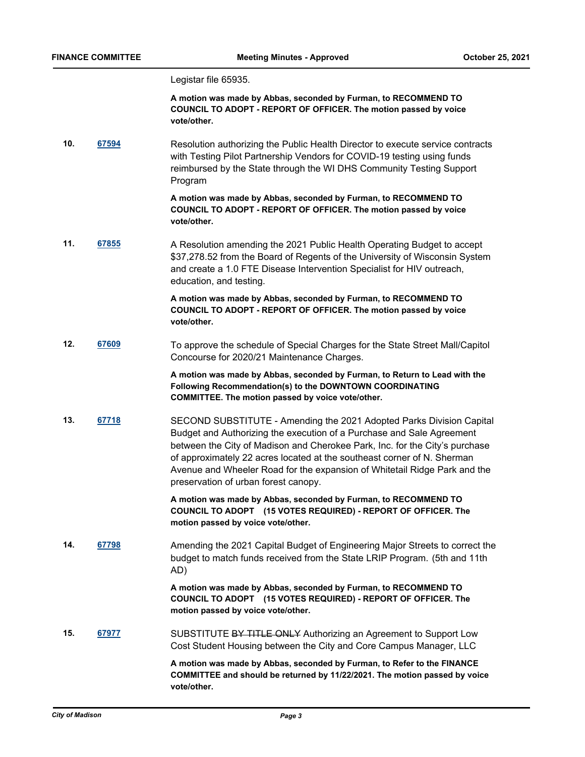Legistar file 65935.

**A motion was made by Abbas, seconded by Furman, to RECOMMEND TO COUNCIL TO ADOPT - REPORT OF OFFICER. The motion passed by voice vote/other.**

**10.** **67594** Resolution authorizing the Public Health Director to execute service contracts with Testing Pilot Partnership Vendors for COVID-19 testing using funds reimbursed by the State through the WI DHS Community Testing Support Program

**A motion was made by Abbas, seconded by Furman, to RECOMMEND TO COUNCIL TO ADOPT - REPORT OF OFFICER. The motion passed by voice vote/other.**

**11.** **67855** A Resolution amending the 2021 Public Health Operating Budget to accept $37,278.52 from the Board of Regents of the University of Wisconsin System and create a 1.0 FTE Disease Intervention Specialist for HIV outreach, education, and testing.

**A motion was made by Abbas, seconded by Furman, to RECOMMEND TO COUNCIL TO ADOPT - REPORT OF OFFICER. The motion passed by voice vote/other.**

**12.** **67609** To approve the schedule of Special Charges for the State Street Mall/Capitol Concourse for 2020/21 Maintenance Charges.

**A motion was made by Abbas, seconded by Furman, to Return to Lead with the Following Recommendation(s) to the DOWNTOWN COORDINATING COMMITTEE. The motion passed by voice vote/other.**

**13.** **67718** SECOND SUBSTITUTE - Amending the 2021 Adopted Parks Division Capital Budget and Authorizing the execution of a Purchase and Sale Agreement between the City of Madison and Cherokee Park, Inc. for the City's purchase of approximately 22 acres located at the southeast corner of N. Sherman Avenue and Wheeler Road for the expansion of Whitetail Ridge Park and the preservation of urban forest canopy.

**A motion was made by Abbas, seconded by Furman, to RECOMMEND TO COUNCIL TO ADOPT (15 VOTES REQUIRED) - REPORT OF OFFICER. The motion passed by voice vote/other.**

**14.** **67798** Amending the 2021 Capital Budget of Engineering Major Streets to correct the budget to match funds received from the State LRIP Program. (5th and 11th AD)

**A motion was made by Abbas, seconded by Furman, to RECOMMEND TO COUNCIL TO ADOPT (15 VOTES REQUIRED) - REPORT OF OFFICER. The motion passed by voice vote/other.**

**15.** **67977** SUBSTITUTE ~~BY TITLE ONLY~~ Authorizing an Agreement to Support Low Cost Student Housing between the City and Core Campus Manager, LLC

**A motion was made by Abbas, seconded by Furman, to Refer to the FINANCE COMMITTEE and should be returned by 11/22/2021. The motion passed by voice vote/other.**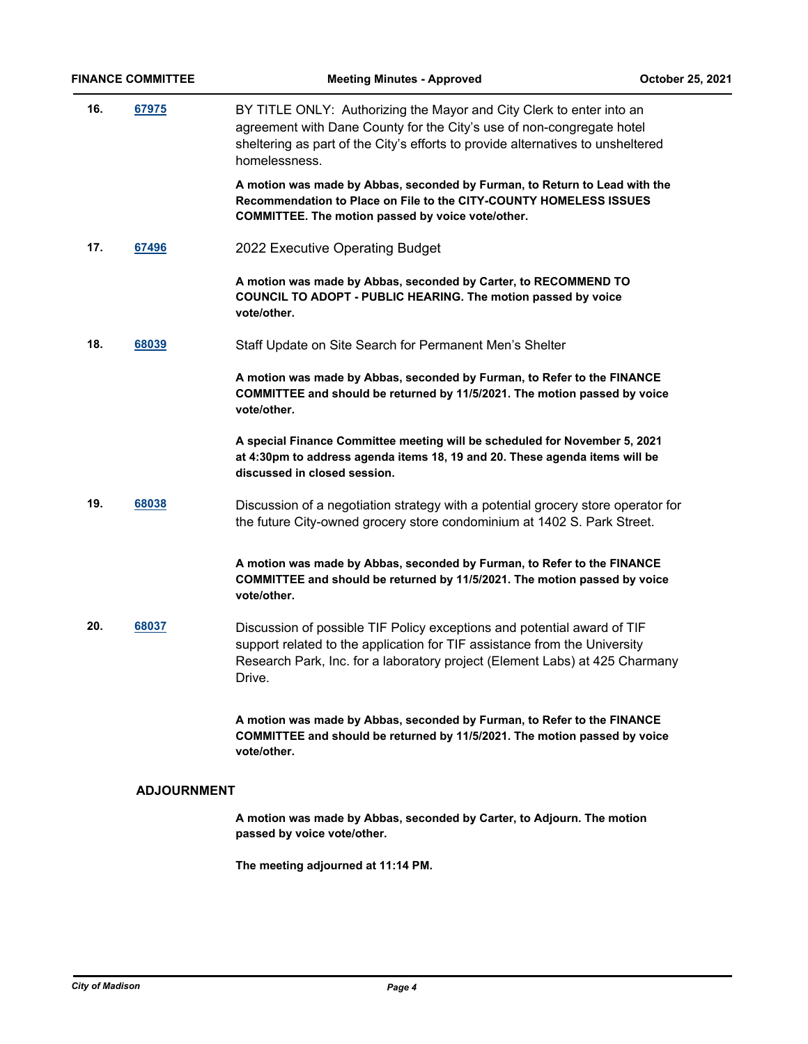**16.** [67975](67975)

BY TITLE ONLY: Authorizing the Mayor and City Clerk to enter into an agreement with Dane County for the City's use of non-congregate hotel sheltering as part of the City's efforts to provide alternatives to unsheltered homelessness.

**A motion was made by Abbas, seconded by Furman, to Return to Lead with the Recommendation to Place on File to the CITY-COUNTY HOMELESS ISSUES COMMITTEE. The motion passed by voice vote/other.**

**17.** [67496](67496)

2022 Executive Operating Budget

**A motion was made by Abbas, seconded by Carter, to RECOMMEND TO COUNCIL TO ADOPT - PUBLIC HEARING. The motion passed by voice vote/other.**

**18.** [68039](68039)

Staff Update on Site Search for Permanent Men's Shelter

**A motion was made by Abbas, seconded by Furman, to Refer to the FINANCE COMMITTEE and should be returned by 11/5/2021. The motion passed by voice vote/other.**

**A special Finance Committee meeting will be scheduled for November 5, 2021 at 4:30pm to address agenda items 18, 19 and 20. These agenda items will be discussed in closed session.**

**19.** [68038](68038)

Discussion of a negotiation strategy with a potential grocery store operator for the future City-owned grocery store condominium at 1402 S. Park Street.

**A motion was made by Abbas, seconded by Furman, to Refer to the FINANCE COMMITTEE and should be returned by 11/5/2021. The motion passed by voice vote/other.**

**20.** [68037](68037)

Discussion of possible TIF Policy exceptions and potential award of TIF support related to the application for TIF assistance from the University Research Park, Inc. for a laboratory project (Element Labs) at 425 Charmany Drive.

**A motion was made by Abbas, seconded by Furman, to Refer to the FINANCE COMMITTEE and should be returned by 11/5/2021. The motion passed by voice vote/other.**

## ADJOURNMENT

**A motion was made by Abbas, seconded by Carter, to Adjourn. The motion passed by voice vote/other.**

**The meeting adjourned at 11:14 PM.**